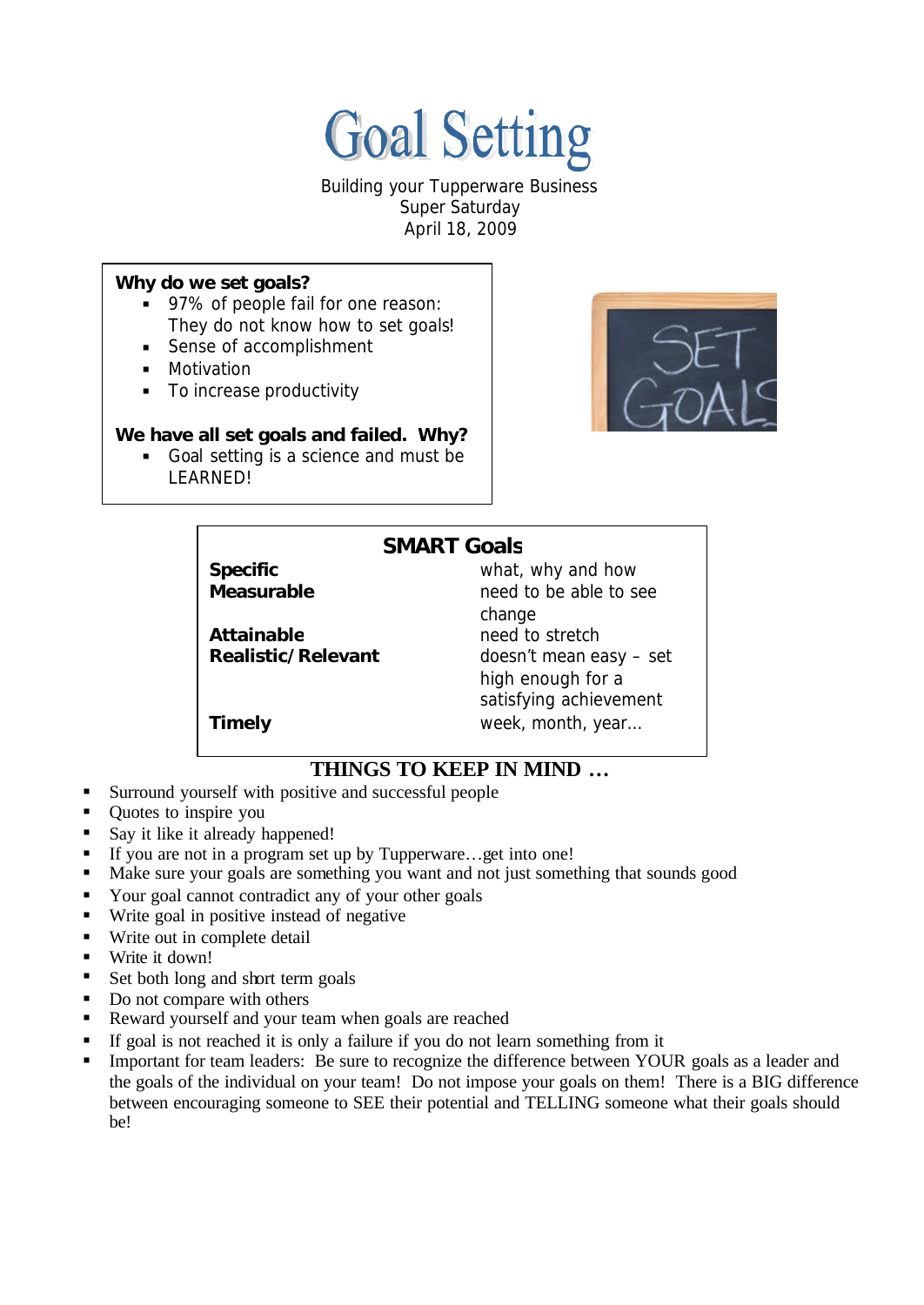# Goal Setting

Building your Tupperware Business
Super Saturday
April 18, 2009

**Why do we set goals?**

- 97% of people fail for one reason: They do not know how to set goals!
- Sense of accomplishment
- Motivation
- To increase productivity

**We have all set goals and failed. Why?**

- Goal setting is a science and must be LEARNED!

## SMART Goals

| | |
|---|---|
| **Specific** | what, why and how |
| **Measurable** | need to be able to see change |
| **Attainable** | need to stretch |
| **Realistic/Relevant** | doesn't mean easy – set high enough for a satisfying achievement |
| **Timely** | week, month, year… |

## THINGS TO KEEP IN MIND …

- Surround yourself with positive and successful people
- Quotes to inspire you
- Say it like it already happened!
- If you are not in a program set up by Tupperware…get into one!
- Make sure your goals are something you want and not just something that sounds good
- Your goal cannot contradict any of your other goals
- Write goal in positive instead of negative
- Write out in complete detail
- Write it down!
- Set both long and short term goals
- Do not compare with others
- Reward yourself and your team when goals are reached
- If goal is not reached it is only a failure if you do not learn something from it
- Important for team leaders: Be sure to recognize the difference between YOUR goals as a leader and the goals of the individual on your team! Do not impose your goals on them! There is a BIG difference between encouraging someone to SEE their potential and TELLING someone what their goals should be!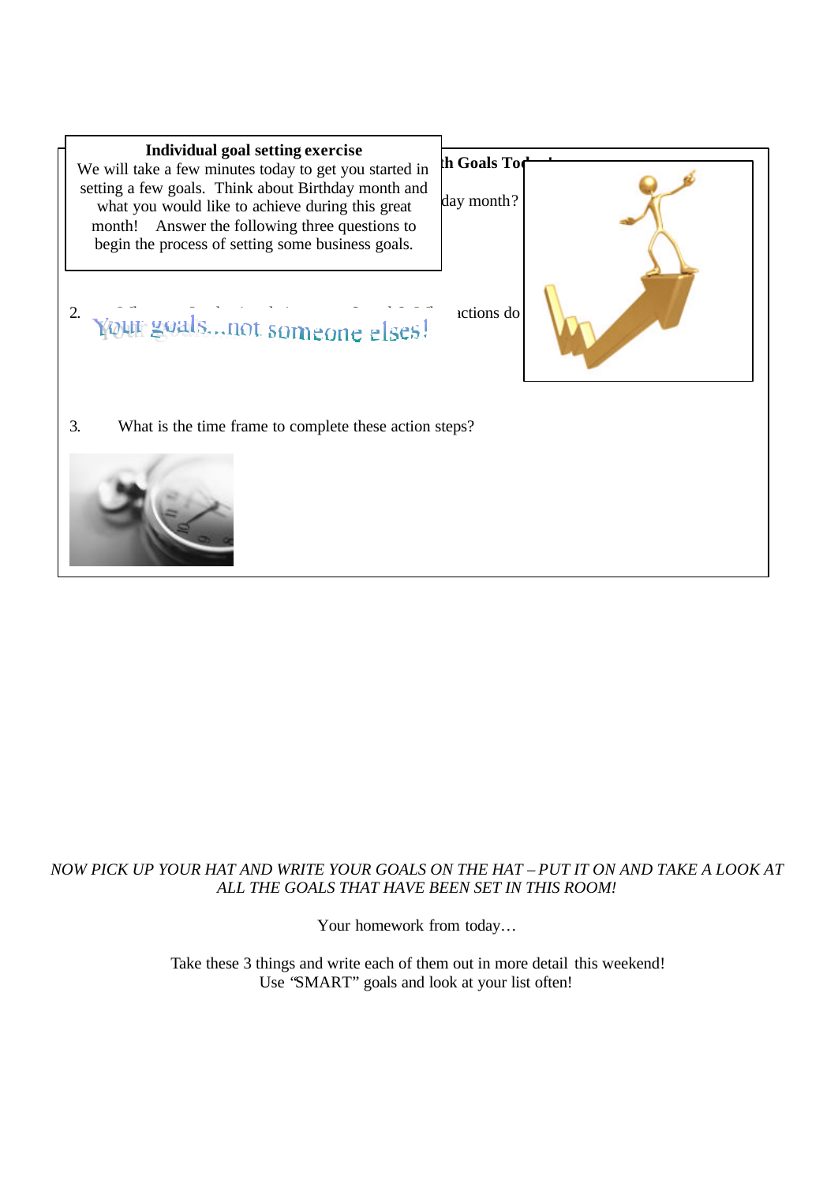**Individual goal setting exercise**

We will take a few minutes today to get you started in setting a few goals. Think about Birthday month and what you would like to achieve during this great month! Answer the following three questions to begin the process of setting some business goals.

th Goals To

day month?

2. actions do

Your goals…not someone elses!

3. What is the time frame to complete these action steps?

*NOW PICK UP YOUR HAT AND WRITE YOUR GOALS ON THE HAT – PUT IT ON AND TAKE A LOOK AT ALL THE GOALS THAT HAVE BEEN SET IN THIS ROOM!*

Your homework from today…

Take these 3 things and write each of them out in more detail this weekend!
Use "SMART" goals and look at your list often!